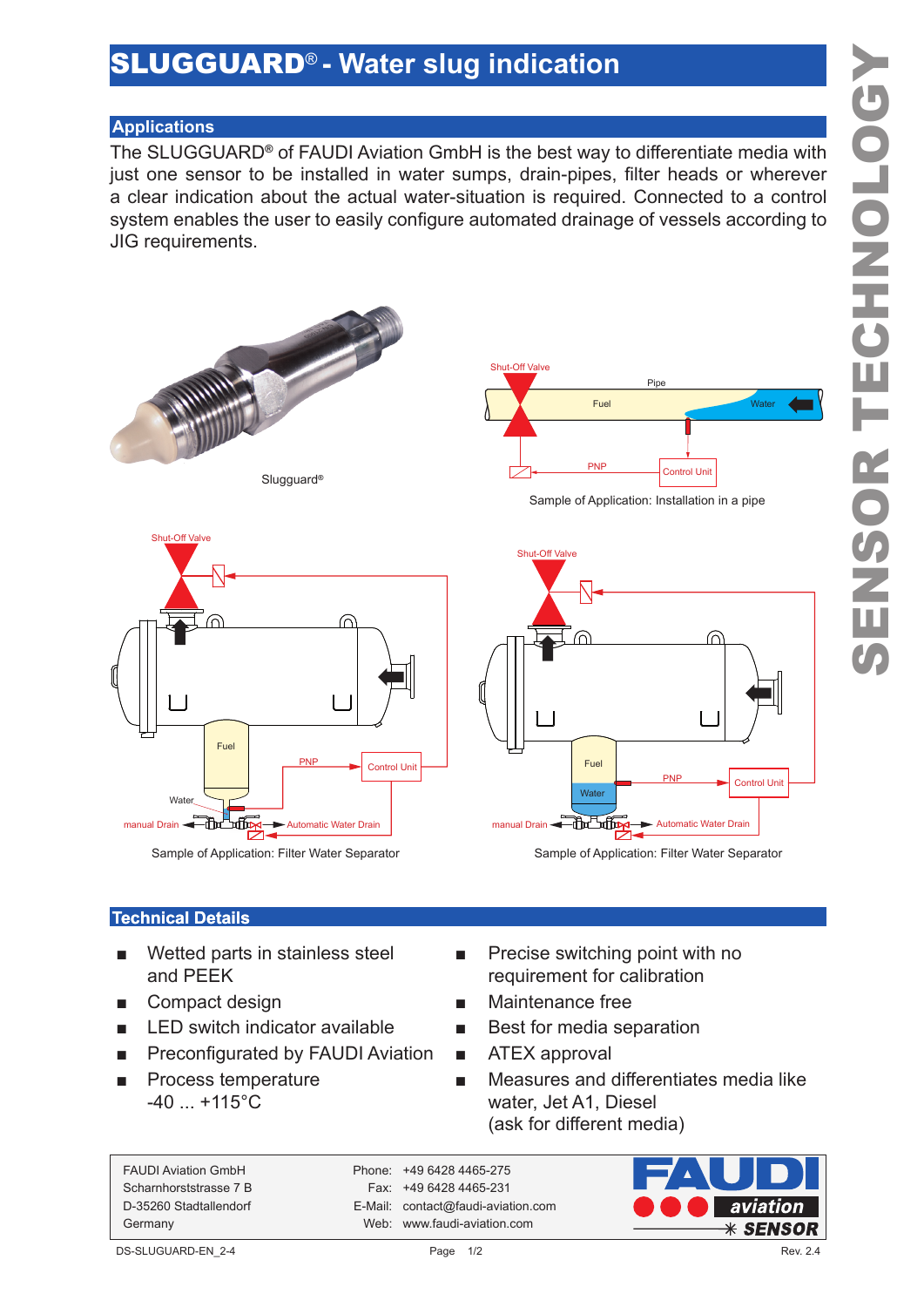# SLUGGUARD® - Water slug indication

## Applications

The SLUGGUARD® of FAUDI Aviation GmbH is the best way to differentiate media with just one sensor to be installed in water sumps, drain-pipes, filter heads or wherever a clear indication about the actual water-situation is required. Connected to a control system enables the user to easily configure automated drainage of vessels according to JIG requirements.

Slugguard®

Sample of Application: Installation in a pipe

Sample of Application: Filter Water Separator

Sample of Application: Filter Water Separator

## Technical Details

- Wetted parts in stainless steel and PEEK
- Compact design
- LED switch indicator available
- Preconfigurated by FAUDI Aviation
- Process temperature -40 ... +115°C
- Precise switching point with no requirement for calibration
- Maintenance free
- Best for media separation
- ATEX approval
- Measures and differentiates media like water, Jet A1, Diesel (ask for different media)

FAUDI Aviation GmbH
Scharnhorststrasse 7 B
D-35260 Stadtallendorf
Germany

Phone: +49 6428 4465-275
Fax: +49 6428 4465-231
E-Mail: contact@faudi-aviation.com
Web: www.faudi-aviation.com

DS-SLUGUARD-EN_2-4 Rev. 2.4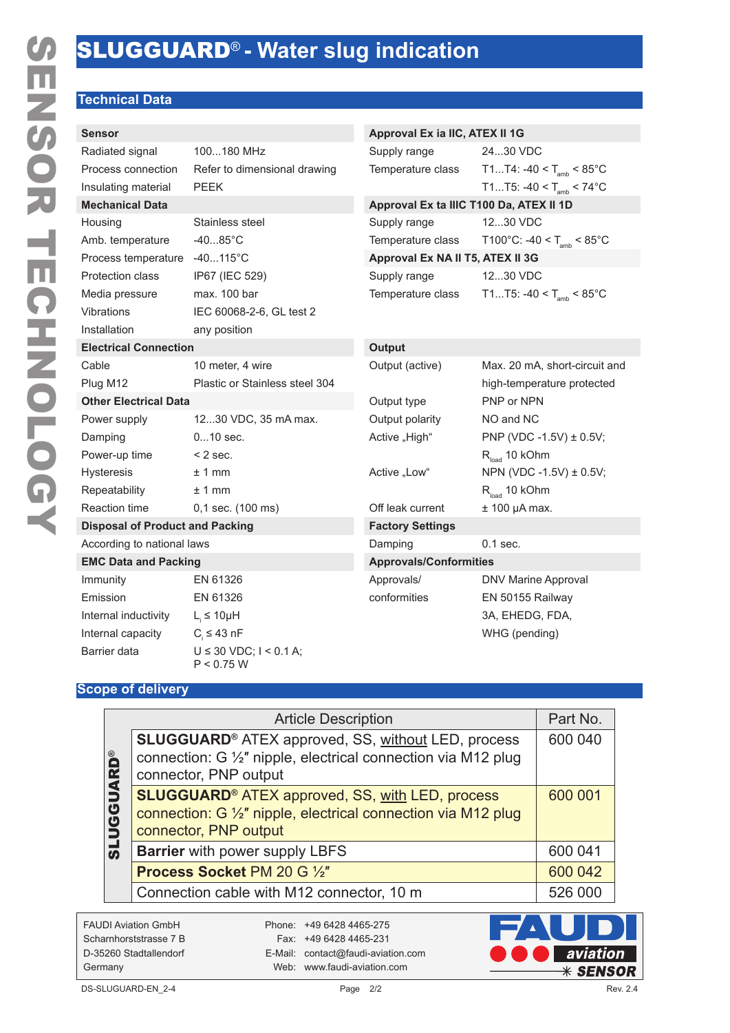# SLUGGUARD® - Water slug indication

## Technical Data

| | |
|---|---|
| **Sensor** | |
| Radiated signal | 100...180 MHz |
| Process connection | Refer to dimensional drawing |
| Insulating material | PEEK |
| **Mechanical Data** | |
| Housing | Stainless steel |
| Amb. temperature | -40...85°C |
| Process temperature | -40...115°C |
| Protection class | IP67 (IEC 529) |
| Media pressure | max. 100 bar |
| Vibrations | IEC 60068-2-6, GL test 2 |
| Installation | any position |
| **Electrical Connection** | |
| Cable | 10 meter, 4 wire |
| Plug M12 | Plastic or Stainless steel 304 |
| **Other Electrical Data** | |
| Power supply | 12...30 VDC, 35 mA max. |
| Damping | 0...10 sec. |
| Power-up time | < 2 sec. |
| Hysteresis | ± 1 mm |
| Repeatability | ± 1 mm |
| Reaction time | 0,1 sec. (100 ms) |
| **Disposal of Product and Packing** | |
| According to national laws | |
| **EMC Data and Packing** | |
| Immunity | EN 61326 |
| Emission | EN 61326 |
| Internal inductivity | $L_i \leq 10\mu H$ |
| Internal capacity | $C_i \leq 43$ nF |
| Barrier data | U ≤ 30 VDC; I < 0.1 A; P < 0.75 W |

| | |
|---|---|
| **Approval Ex ia IIC, ATEX II 1G** | |
| Supply range | 24...30 VDC |
| Temperature class | T1...T4: -40 < $T_{amb}$ < 85°C |
| | T1...T5: -40 < $T_{amb}$ < 74°C |
| **Approval Ex ta IIIC T100 Da, ATEX II 1D** | |
| Supply range | 12...30 VDC |
| Temperature class | T100°C: -40 < $T_{amb}$ < 85°C |
| **Approval Ex NA II T5, ATEX II 3G** | |
| Supply range | 12...30 VDC |
| Temperature class | T1...T5: -40 < $T_{amb}$ < 85°C |
| **Output** | |
| Output (active) | Max. 20 mA, short-circuit and high-temperature protected |
| Output type | PNP or NPN |
| Output polarity | NO and NC |
| Active „High“ | PNP (VDC -1.5V) ± 0.5V; $R_{load}$ 10 kOhm |
| Active „Low“ | NPN (VDC -1.5V) ± 0.5V; $R_{load}$ 10 kOhm |
| Off leak current | ± 100 µA max. |
| **Factory Settings** | |
| Damping | 0.1 sec. |
| **Approvals/Conformities** | |
| Approvals/ conformities | DNV Marine Approval, EN 50155 Railway, 3A, EHEDG, FDA, WHG (pending) |

## Scope of delivery

| | Article Description | Part No. |
|---|---|---|
| SLUGGUARD® | **SLUGGUARD®** ATEX approved, SS, without LED, process connection: G ½″ nipple, electrical connection via M12 plug connector, PNP output | 600 040 |
| | **SLUGGUARD®** ATEX approved, SS, with LED, process connection: G ½″ nipple, electrical connection via M12 plug connector, PNP output | 600 001 |
| | **Barrier** with power supply LBFS | 600 041 |
| | **Process Socket** PM 20 G ½″ | 600 042 |
| | Connection cable with M12 connector, 10 m | 526 000 |

FAUDI Aviation GmbH
Scharnhorststrasse 7 B
D-35260 Stadtallendorf
Germany

Phone: +49 6428 4465-275
Fax: +49 6428 4465-231
E-Mail: contact@faudi-aviation.com
Web: www.faudi-aviation.com

DS-SLUGUARD-EN_2-4 — Rev. 2.4